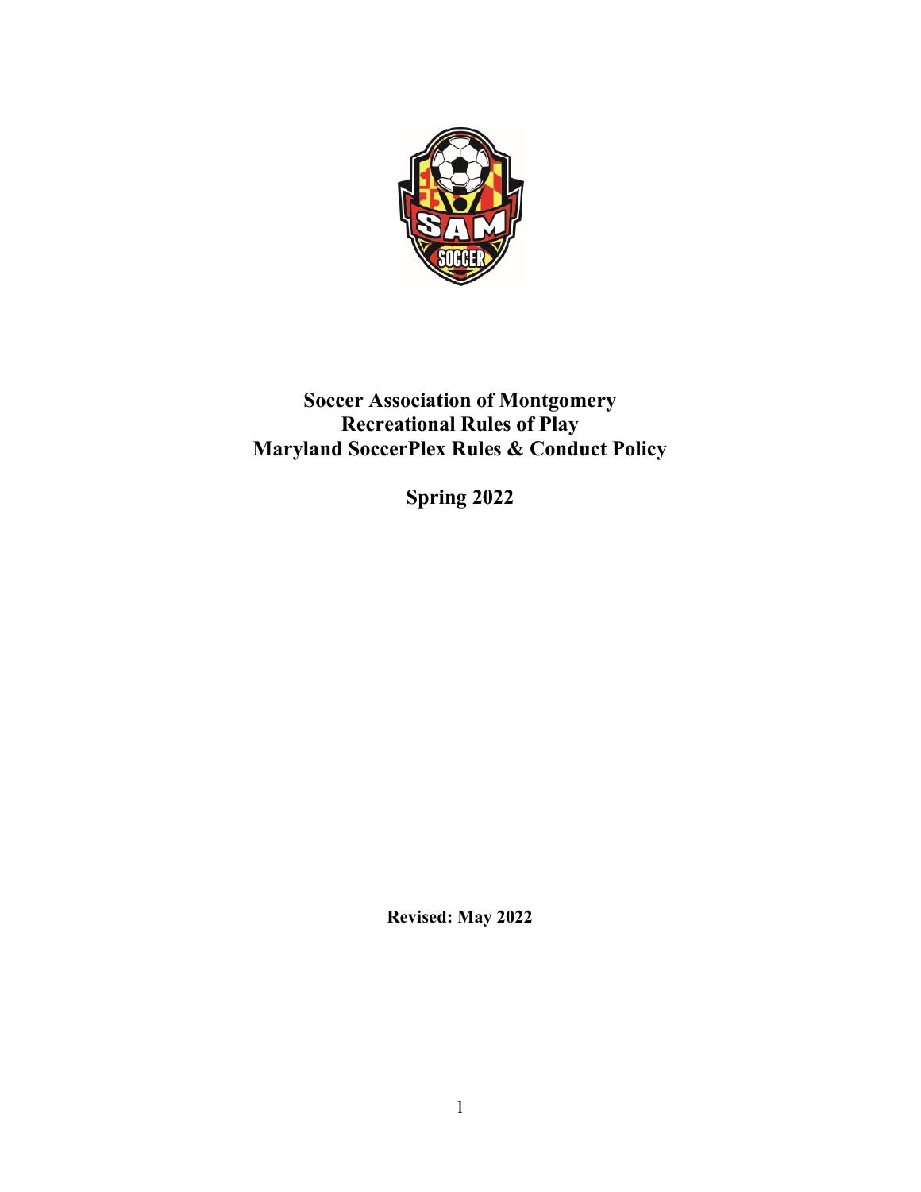# Soccer Association of Montgomery
# Recreational Rules of Play
# Maryland SoccerPlex Rules & Conduct Policy

**Spring 2022**

**Revised: May 2022**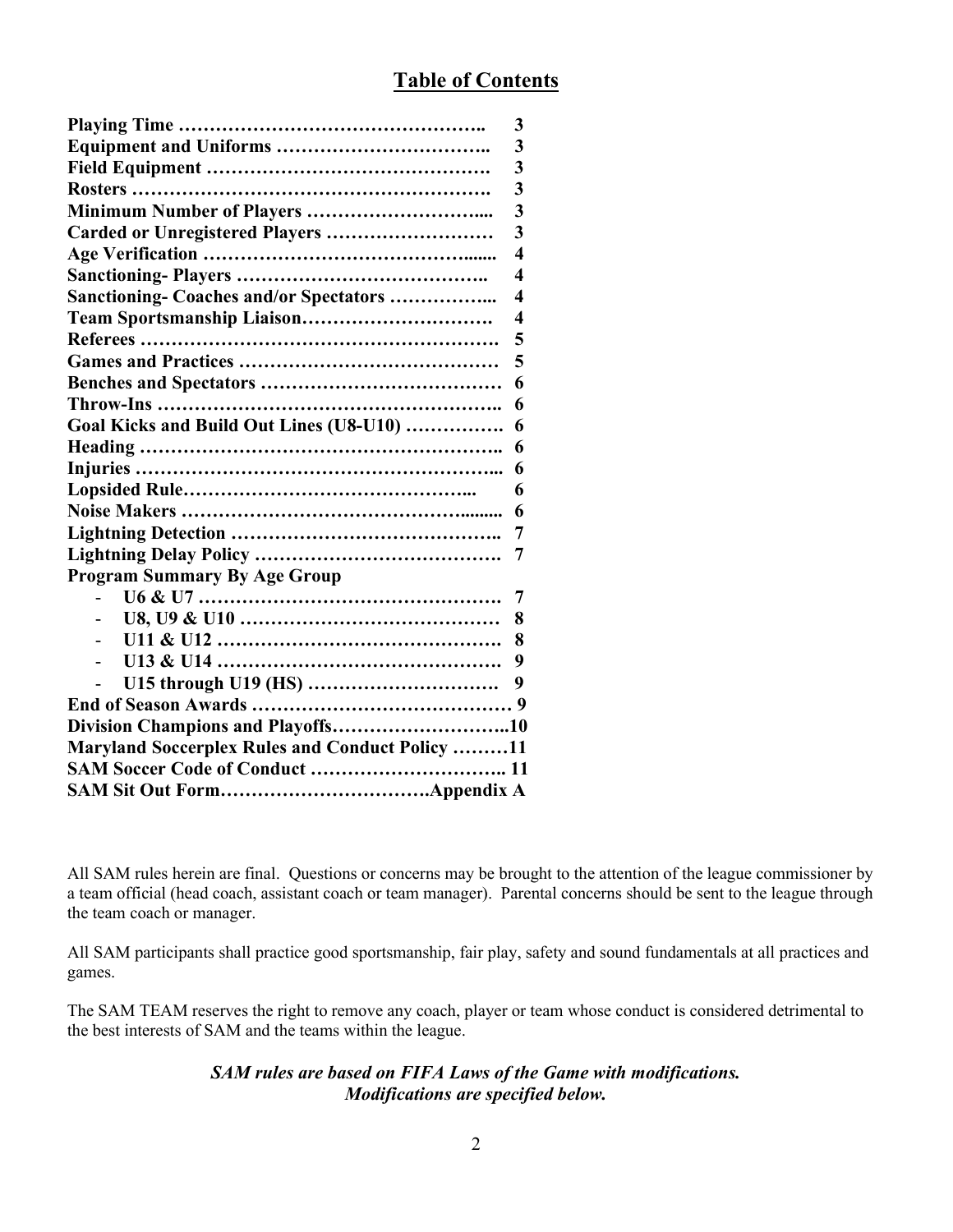## Table of Contents

| | |
|---|---|
| **Playing Time** | **3** |
| **Equipment and Uniforms** | **3** |
| **Field Equipment** | **3** |
| **Rosters** | **3** |
| **Minimum Number of Players** | **3** |
| **Carded or Unregistered Players** | **3** |
| **Age Verification** | **4** |
| **Sanctioning- Players** | **4** |
| **Sanctioning- Coaches and/or Spectators** | **4** |
| **Team Sportsmanship Liaison** | **4** |
| **Referees** | **5** |
| **Games and Practices** | **5** |
| **Benches and Spectators** | **6** |
| **Throw-Ins** | **6** |
| **Goal Kicks and Build Out Lines (U8-U10)** | **6** |
| **Heading** | **6** |
| **Injuries** | **6** |
| **Lopsided Rule** | **6** |
| **Noise Makers** | **6** |
| **Lightning Detection** | **7** |
| **Lightning Delay Policy** | **7** |
| **Program Summary By Age Group** | |
| - **U6 & U7** | **7** |
| - **U8, U9 & U10** | **8** |
| - **U11 & U12** | **8** |
| - **U13 & U14** | **9** |
| - **U15 through U19 (HS)** | **9** |
| **End of Season Awards** | **9** |
| **Division Champions and Playoffs** | **10** |
| **Maryland Soccerplex Rules and Conduct Policy** | **11** |
| **SAM Soccer Code of Conduct** | **11** |
| **SAM Sit Out Form** | **Appendix A** |

All SAM rules herein are final. Questions or concerns may be brought to the attention of the league commissioner by a team official (head coach, assistant coach or team manager). Parental concerns should be sent to the league through the team coach or manager.

All SAM participants shall practice good sportsmanship, fair play, safety and sound fundamentals at all practices and games.

The SAM TEAM reserves the right to remove any coach, player or team whose conduct is considered detrimental to the best interests of SAM and the teams within the league.

***SAM rules are based on FIFA Laws of the Game with modifications.***
***Modifications are specified below.***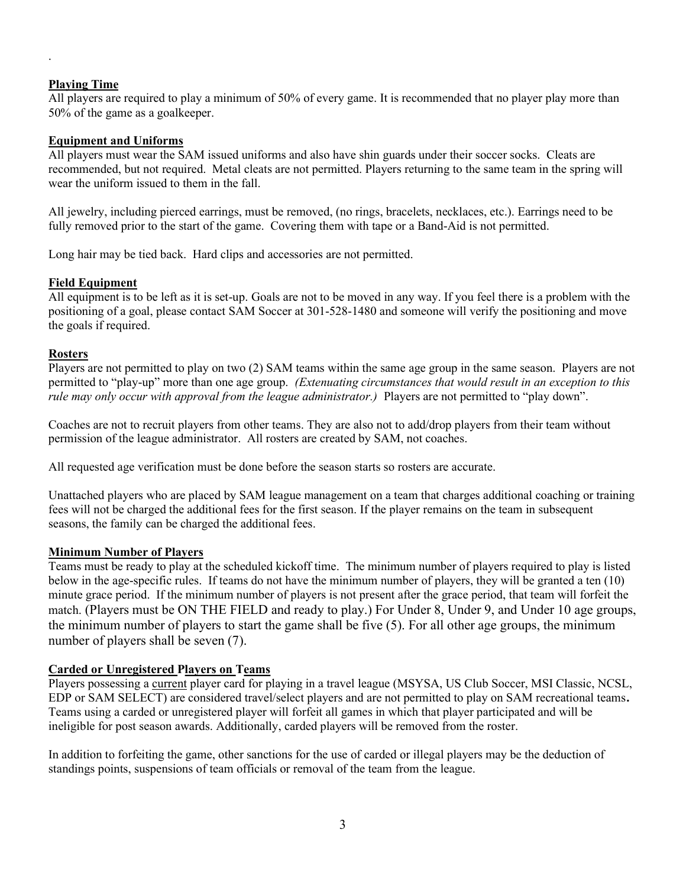## Playing Time

All players are required to play a minimum of 50% of every game. It is recommended that no player play more than 50% of the game as a goalkeeper.

## Equipment and Uniforms

All players must wear the SAM issued uniforms and also have shin guards under their soccer socks. Cleats are recommended, but not required. Metal cleats are not permitted. Players returning to the same team in the spring will wear the uniform issued to them in the fall.

All jewelry, including pierced earrings, must be removed, (no rings, bracelets, necklaces, etc.). Earrings need to be fully removed prior to the start of the game. Covering them with tape or a Band-Aid is not permitted.

Long hair may be tied back. Hard clips and accessories are not permitted.

## Field Equipment

All equipment is to be left as it is set-up. Goals are not to be moved in any way. If you feel there is a problem with the positioning of a goal, please contact SAM Soccer at 301-528-1480 and someone will verify the positioning and move the goals if required.

## Rosters

Players are not permitted to play on two (2) SAM teams within the same age group in the same season. Players are not permitted to "play-up" more than one age group. *(Extenuating circumstances that would result in an exception to this rule may only occur with approval from the league administrator.)* Players are not permitted to "play down".

Coaches are not to recruit players from other teams. They are also not to add/drop players from their team without permission of the league administrator. All rosters are created by SAM, not coaches.

All requested age verification must be done before the season starts so rosters are accurate.

Unattached players who are placed by SAM league management on a team that charges additional coaching or training fees will not be charged the additional fees for the first season. If the player remains on the team in subsequent seasons, the family can be charged the additional fees.

## Minimum Number of Players

Teams must be ready to play at the scheduled kickoff time. The minimum number of players required to play is listed below in the age-specific rules. If teams do not have the minimum number of players, they will be granted a ten (10) minute grace period. If the minimum number of players is not present after the grace period, that team will forfeit the match. (Players must be ON THE FIELD and ready to play.) For Under 8, Under 9, and Under 10 age groups, the minimum number of players to start the game shall be five (5). For all other age groups, the minimum number of players shall be seven (7).

## Carded or Unregistered Players on Teams

Players possessing a current player card for playing in a travel league (MSYSA, US Club Soccer, MSI Classic, NCSL, EDP or SAM SELECT) are considered travel/select players and are not permitted to play on SAM recreational teams**.** Teams using a carded or unregistered player will forfeit all games in which that player participated and will be ineligible for post season awards. Additionally, carded players will be removed from the roster.

In addition to forfeiting the game, other sanctions for the use of carded or illegal players may be the deduction of standings points, suspensions of team officials or removal of the team from the league.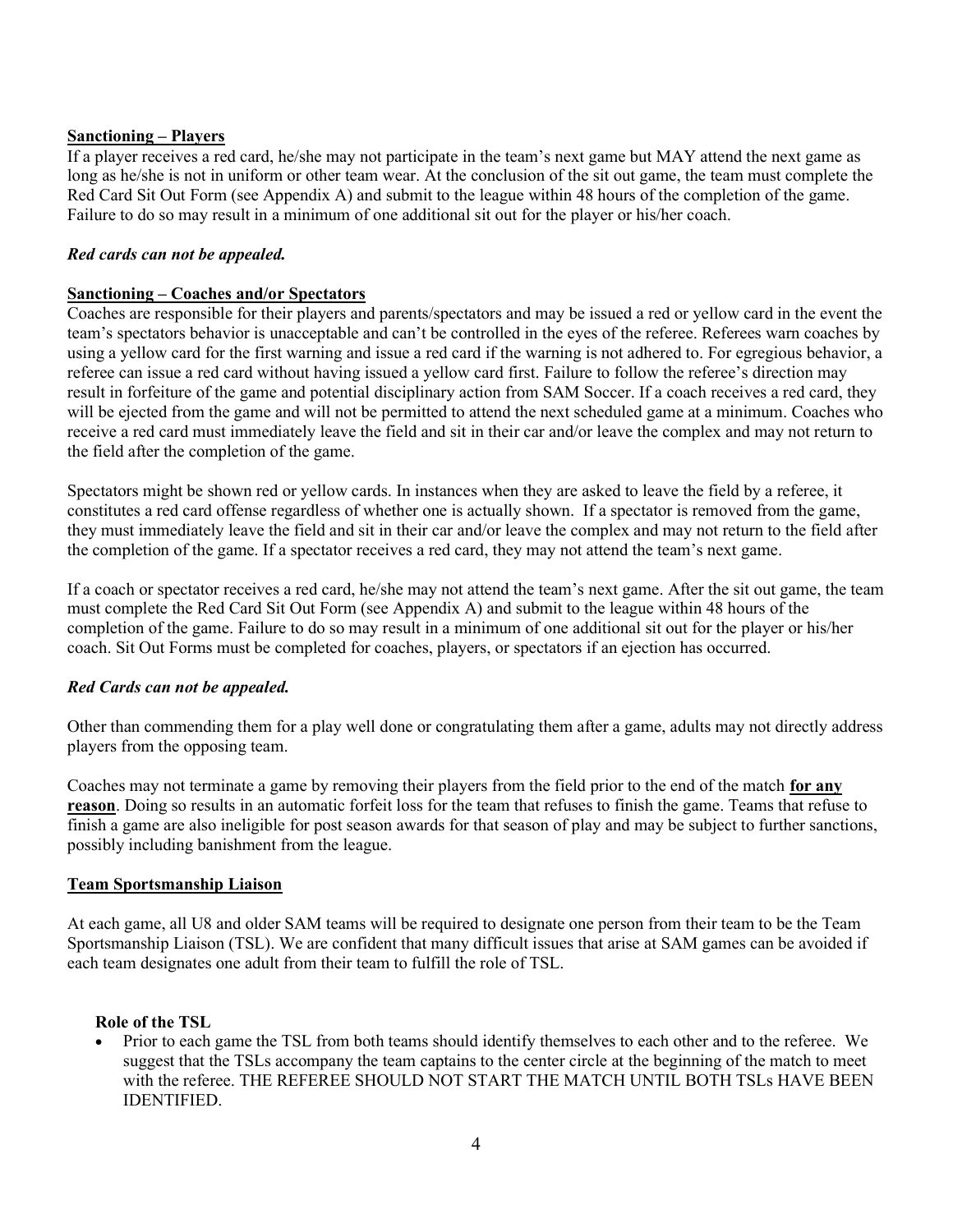**Sanctioning – Players**

If a player receives a red card, he/she may not participate in the team's next game but MAY attend the next game as long as he/she is not in uniform or other team wear. At the conclusion of the sit out game, the team must complete the Red Card Sit Out Form (see Appendix A) and submit to the league within 48 hours of the completion of the game. Failure to do so may result in a minimum of one additional sit out for the player or his/her coach.

***Red cards can not be appealed.***

**Sanctioning – Coaches and/or Spectators**

Coaches are responsible for their players and parents/spectators and may be issued a red or yellow card in the event the team's spectators behavior is unacceptable and can't be controlled in the eyes of the referee. Referees warn coaches by using a yellow card for the first warning and issue a red card if the warning is not adhered to. For egregious behavior, a referee can issue a red card without having issued a yellow card first. Failure to follow the referee's direction may result in forfeiture of the game and potential disciplinary action from SAM Soccer. If a coach receives a red card, they will be ejected from the game and will not be permitted to attend the next scheduled game at a minimum. Coaches who receive a red card must immediately leave the field and sit in their car and/or leave the complex and may not return to the field after the completion of the game.

Spectators might be shown red or yellow cards. In instances when they are asked to leave the field by a referee, it constitutes a red card offense regardless of whether one is actually shown. If a spectator is removed from the game, they must immediately leave the field and sit in their car and/or leave the complex and may not return to the field after the completion of the game. If a spectator receives a red card, they may not attend the team's next game.

If a coach or spectator receives a red card, he/she may not attend the team's next game. After the sit out game, the team must complete the Red Card Sit Out Form (see Appendix A) and submit to the league within 48 hours of the completion of the game. Failure to do so may result in a minimum of one additional sit out for the player or his/her coach. Sit Out Forms must be completed for coaches, players, or spectators if an ejection has occurred.

***Red Cards can not be appealed.***

Other than commending them for a play well done or congratulating them after a game, adults may not directly address players from the opposing team.

Coaches may not terminate a game by removing their players from the field prior to the end of the match **for any reason**. Doing so results in an automatic forfeit loss for the team that refuses to finish the game. Teams that refuse to finish a game are also ineligible for post season awards for that season of play and may be subject to further sanctions, possibly including banishment from the league.

**Team Sportsmanship Liaison**

At each game, all U8 and older SAM teams will be required to designate one person from their team to be the Team Sportsmanship Liaison (TSL). We are confident that many difficult issues that arise at SAM games can be avoided if each team designates one adult from their team to fulfill the role of TSL.

**Role of the TSL**

- Prior to each game the TSL from both teams should identify themselves to each other and to the referee. We suggest that the TSLs accompany the team captains to the center circle at the beginning of the match to meet with the referee. THE REFEREE SHOULD NOT START THE MATCH UNTIL BOTH TSLs HAVE BEEN IDENTIFIED.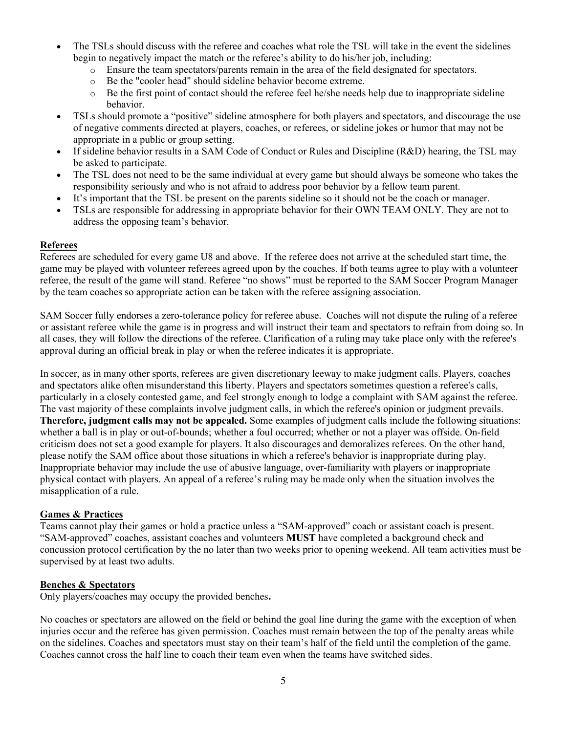- The TSLs should discuss with the referee and coaches what role the TSL will take in the event the sidelines begin to negatively impact the match or the referee's ability to do his/her job, including:
  - Ensure the team spectators/parents remain in the area of the field designated for spectators.
  - Be the "cooler head" should sideline behavior become extreme.
  - Be the first point of contact should the referee feel he/she needs help due to inappropriate sideline behavior.
- TSLs should promote a "positive" sideline atmosphere for both players and spectators, and discourage the use of negative comments directed at players, coaches, or referees, or sideline jokes or humor that may not be appropriate in a public or group setting.
- If sideline behavior results in a SAM Code of Conduct or Rules and Discipline (R&D) hearing, the TSL may be asked to participate.
- The TSL does not need to be the same individual at every game but should always be someone who takes the responsibility seriously and who is not afraid to address poor behavior by a fellow team parent.
- It's important that the TSL be present on the parents sideline so it should not be the coach or manager.
- TSLs are responsible for addressing in appropriate behavior for their OWN TEAM ONLY. They are not to address the opposing team's behavior.

## Referees

Referees are scheduled for every game U8 and above. If the referee does not arrive at the scheduled start time, the game may be played with volunteer referees agreed upon by the coaches. If both teams agree to play with a volunteer referee, the result of the game will stand. Referee "no shows" must be reported to the SAM Soccer Program Manager by the team coaches so appropriate action can be taken with the referee assigning association.

SAM Soccer fully endorses a zero-tolerance policy for referee abuse. Coaches will not dispute the ruling of a referee or assistant referee while the game is in progress and will instruct their team and spectators to refrain from doing so. In all cases, they will follow the directions of the referee. Clarification of a ruling may take place only with the referee's approval during an official break in play or when the referee indicates it is appropriate.

In soccer, as in many other sports, referees are given discretionary leeway to make judgment calls. Players, coaches and spectators alike often misunderstand this liberty. Players and spectators sometimes question a referee's calls, particularly in a closely contested game, and feel strongly enough to lodge a complaint with SAM against the referee. The vast majority of these complaints involve judgment calls, in which the referee's opinion or judgment prevails. **Therefore, judgment calls may not be appealed.** Some examples of judgment calls include the following situations: whether a ball is in play or out-of-bounds; whether a foul occurred; whether or not a player was offside. On-field criticism does not set a good example for players. It also discourages and demoralizes referees. On the other hand, please notify the SAM office about those situations in which a referee's behavior is inappropriate during play. Inappropriate behavior may include the use of abusive language, over-familiarity with players or inappropriate physical contact with players. An appeal of a referee's ruling may be made only when the situation involves the misapplication of a rule.

## Games & Practices

Teams cannot play their games or hold a practice unless a "SAM-approved" coach or assistant coach is present. "SAM-approved" coaches, assistant coaches and volunteers **MUST** have completed a background check and concussion protocol certification by the no later than two weeks prior to opening weekend. All team activities must be supervised by at least two adults.

## Benches & Spectators

Only players/coaches may occupy the provided benches**.**

No coaches or spectators are allowed on the field or behind the goal line during the game with the exception of when injuries occur and the referee has given permission. Coaches must remain between the top of the penalty areas while on the sidelines. Coaches and spectators must stay on their team's half of the field until the completion of the game. Coaches cannot cross the half line to coach their team even when the teams have switched sides.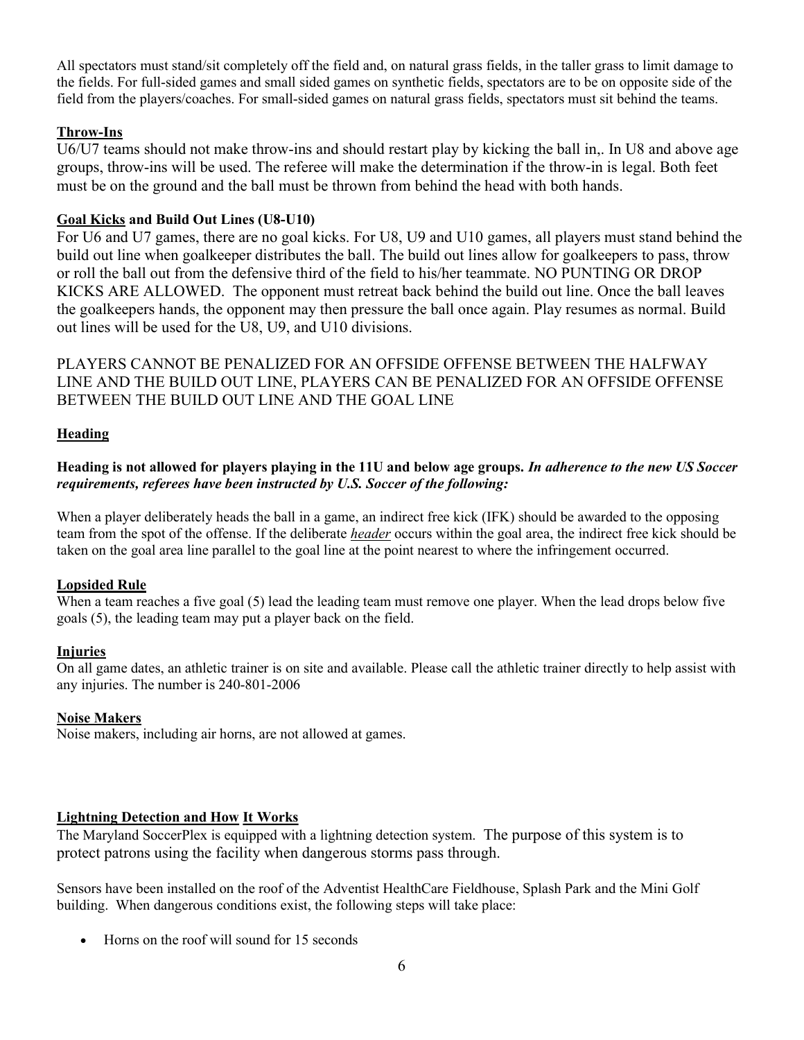All spectators must stand/sit completely off the field and, on natural grass fields, in the taller grass to limit damage to the fields. For full-sided games and small sided games on synthetic fields, spectators are to be on opposite side of the field from the players/coaches. For small-sided games on natural grass fields, spectators must sit behind the teams.

**Throw-Ins**

U6/U7 teams should not make throw-ins and should restart play by kicking the ball in,. In U8 and above age groups, throw-ins will be used. The referee will make the determination if the throw-in is legal. Both feet must be on the ground and the ball must be thrown from behind the head with both hands.

**Goal Kicks and Build Out Lines (U8-U10)**

For U6 and U7 games, there are no goal kicks. For U8, U9 and U10 games, all players must stand behind the build out line when goalkeeper distributes the ball. The build out lines allow for goalkeepers to pass, throw or roll the ball out from the defensive third of the field to his/her teammate. NO PUNTING OR DROP KICKS ARE ALLOWED. The opponent must retreat back behind the build out line. Once the ball leaves the goalkeepers hands, the opponent may then pressure the ball once again. Play resumes as normal. Build out lines will be used for the U8, U9, and U10 divisions.

PLAYERS CANNOT BE PENALIZED FOR AN OFFSIDE OFFENSE BETWEEN THE HALFWAY LINE AND THE BUILD OUT LINE, PLAYERS CAN BE PENALIZED FOR AN OFFSIDE OFFENSE BETWEEN THE BUILD OUT LINE AND THE GOAL LINE

**Heading**

**Heading is not allowed for players playing in the 11U and below age groups.** ***In adherence to the new US Soccer requirements, referees have been instructed by U.S. Soccer of the following:***

When a player deliberately heads the ball in a game, an indirect free kick (IFK) should be awarded to the opposing team from the spot of the offense. If the deliberate *header* occurs within the goal area, the indirect free kick should be taken on the goal area line parallel to the goal line at the point nearest to where the infringement occurred.

**Lopsided Rule**

When a team reaches a five goal (5) lead the leading team must remove one player. When the lead drops below five goals (5), the leading team may put a player back on the field.

**Injuries**

On all game dates, an athletic trainer is on site and available. Please call the athletic trainer directly to help assist with any injuries. The number is 240-801-2006

**Noise Makers**

Noise makers, including air horns, are not allowed at games.

**Lightning Detection and How It Works**

The Maryland SoccerPlex is equipped with a lightning detection system. The purpose of this system is to protect patrons using the facility when dangerous storms pass through.

Sensors have been installed on the roof of the Adventist HealthCare Fieldhouse, Splash Park and the Mini Golf building. When dangerous conditions exist, the following steps will take place:

- Horns on the roof will sound for 15 seconds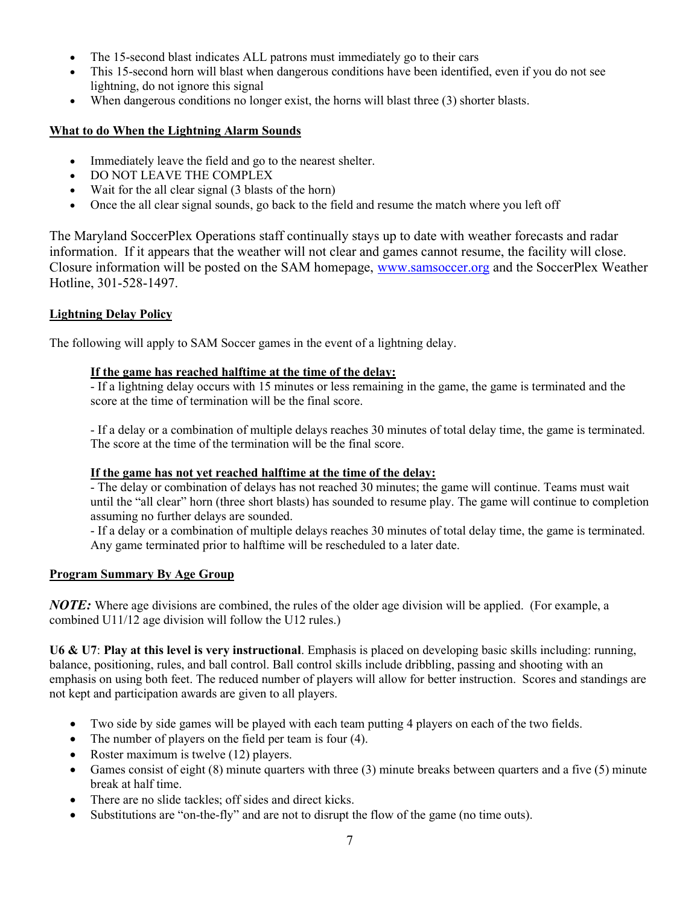- The 15-second blast indicates ALL patrons must immediately go to their cars
- This 15-second horn will blast when dangerous conditions have been identified, even if you do not see lightning, do not ignore this signal
- When dangerous conditions no longer exist, the horns will blast three (3) shorter blasts.

**What to do When the Lightning Alarm Sounds**

- Immediately leave the field and go to the nearest shelter.
- DO NOT LEAVE THE COMPLEX
- Wait for the all clear signal (3 blasts of the horn)
- Once the all clear signal sounds, go back to the field and resume the match where you left off

The Maryland SoccerPlex Operations staff continually stays up to date with weather forecasts and radar information. If it appears that the weather will not clear and games cannot resume, the facility will close. Closure information will be posted on the SAM homepage, [www.samsoccer.org](http://www.samsoccer.org) and the SoccerPlex Weather Hotline, 301-528-1497.

**Lightning Delay Policy**

The following will apply to SAM Soccer games in the event of a lightning delay.

**If the game has reached halftime at the time of the delay:**
- If a lightning delay occurs with 15 minutes or less remaining in the game, the game is terminated and the score at the time of termination will be the final score.

- If a delay or a combination of multiple delays reaches 30 minutes of total delay time, the game is terminated. The score at the time of the termination will be the final score.

**If the game has not yet reached halftime at the time of the delay:**
- The delay or combination of delays has not reached 30 minutes; the game will continue. Teams must wait until the "all clear" horn (three short blasts) has sounded to resume play. The game will continue to completion assuming no further delays are sounded.
- If a delay or a combination of multiple delays reaches 30 minutes of total delay time, the game is terminated. Any game terminated prior to halftime will be rescheduled to a later date.

**Program Summary By Age Group**

***NOTE:*** Where age divisions are combined, the rules of the older age division will be applied. (For example, a combined U11/12 age division will follow the U12 rules.)

**U6 & U7**: **Play at this level is very instructional**. Emphasis is placed on developing basic skills including: running, balance, positioning, rules, and ball control. Ball control skills include dribbling, passing and shooting with an emphasis on using both feet. The reduced number of players will allow for better instruction. Scores and standings are not kept and participation awards are given to all players.

- Two side by side games will be played with each team putting 4 players on each of the two fields.
- The number of players on the field per team is four (4).
- Roster maximum is twelve (12) players.
- Games consist of eight (8) minute quarters with three (3) minute breaks between quarters and a five (5) minute break at half time.
- There are no slide tackles; off sides and direct kicks.
- Substitutions are "on-the-fly" and are not to disrupt the flow of the game (no time outs).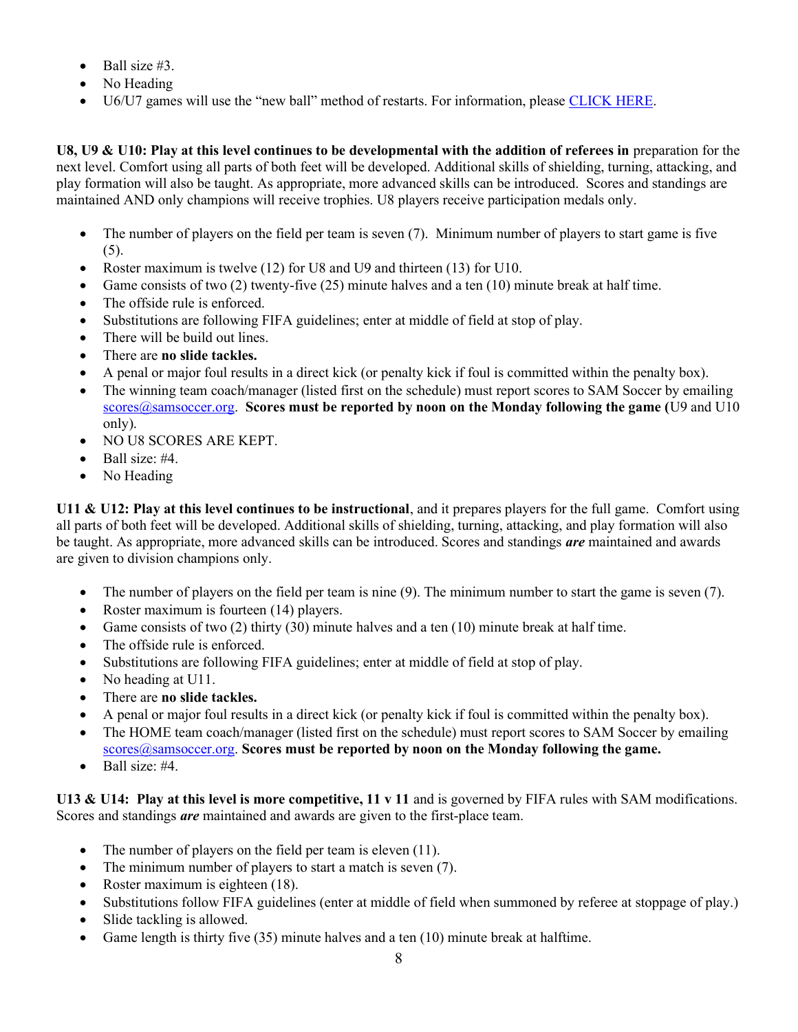- Ball size #3.
- No Heading
- U6/U7 games will use the "new ball" method of restarts. For information, please [CLICK HERE](#).

**U8, U9 & U10: Play at this level continues to be developmental with the addition of referees in** preparation for the next level. Comfort using all parts of both feet will be developed. Additional skills of shielding, turning, attacking, and play formation will also be taught. As appropriate, more advanced skills can be introduced. Scores and standings are maintained AND only champions will receive trophies. U8 players receive participation medals only.

- The number of players on the field per team is seven (7). Minimum number of players to start game is five (5).
- Roster maximum is twelve (12) for U8 and U9 and thirteen (13) for U10.
- Game consists of two (2) twenty-five (25) minute halves and a ten (10) minute break at half time.
- The offside rule is enforced.
- Substitutions are following FIFA guidelines; enter at middle of field at stop of play.
- There will be build out lines.
- There are **no slide tackles.**
- A penal or major foul results in a direct kick (or penalty kick if foul is committed within the penalty box).
- The winning team coach/manager (listed first on the schedule) must report scores to SAM Soccer by emailing scores@samsoccer.org. **Scores must be reported by noon on the Monday following the game (**U9 and U10 only).
- NO U8 SCORES ARE KEPT.
- Ball size: #4.
- No Heading

**U11 & U12: Play at this level continues to be instructional**, and it prepares players for the full game. Comfort using all parts of both feet will be developed. Additional skills of shielding, turning, attacking, and play formation will also be taught. As appropriate, more advanced skills can be introduced. Scores and standings ***are*** maintained and awards are given to division champions only.

- The number of players on the field per team is nine (9). The minimum number to start the game is seven (7).
- Roster maximum is fourteen (14) players.
- Game consists of two (2) thirty (30) minute halves and a ten (10) minute break at half time.
- The offside rule is enforced.
- Substitutions are following FIFA guidelines; enter at middle of field at stop of play.
- No heading at U11.
- There are **no slide tackles.**
- A penal or major foul results in a direct kick (or penalty kick if foul is committed within the penalty box).
- The HOME team coach/manager (listed first on the schedule) must report scores to SAM Soccer by emailing scores@samsoccer.org. **Scores must be reported by noon on the Monday following the game.**
- Ball size: #4.

**U13 & U14: Play at this level is more competitive, 11 v 11** and is governed by FIFA rules with SAM modifications. Scores and standings ***are*** maintained and awards are given to the first-place team.

- The number of players on the field per team is eleven (11).
- The minimum number of players to start a match is seven (7).
- Roster maximum is eighteen (18).
- Substitutions follow FIFA guidelines (enter at middle of field when summoned by referee at stoppage of play.)
- Slide tackling is allowed.
- Game length is thirty five (35) minute halves and a ten (10) minute break at halftime.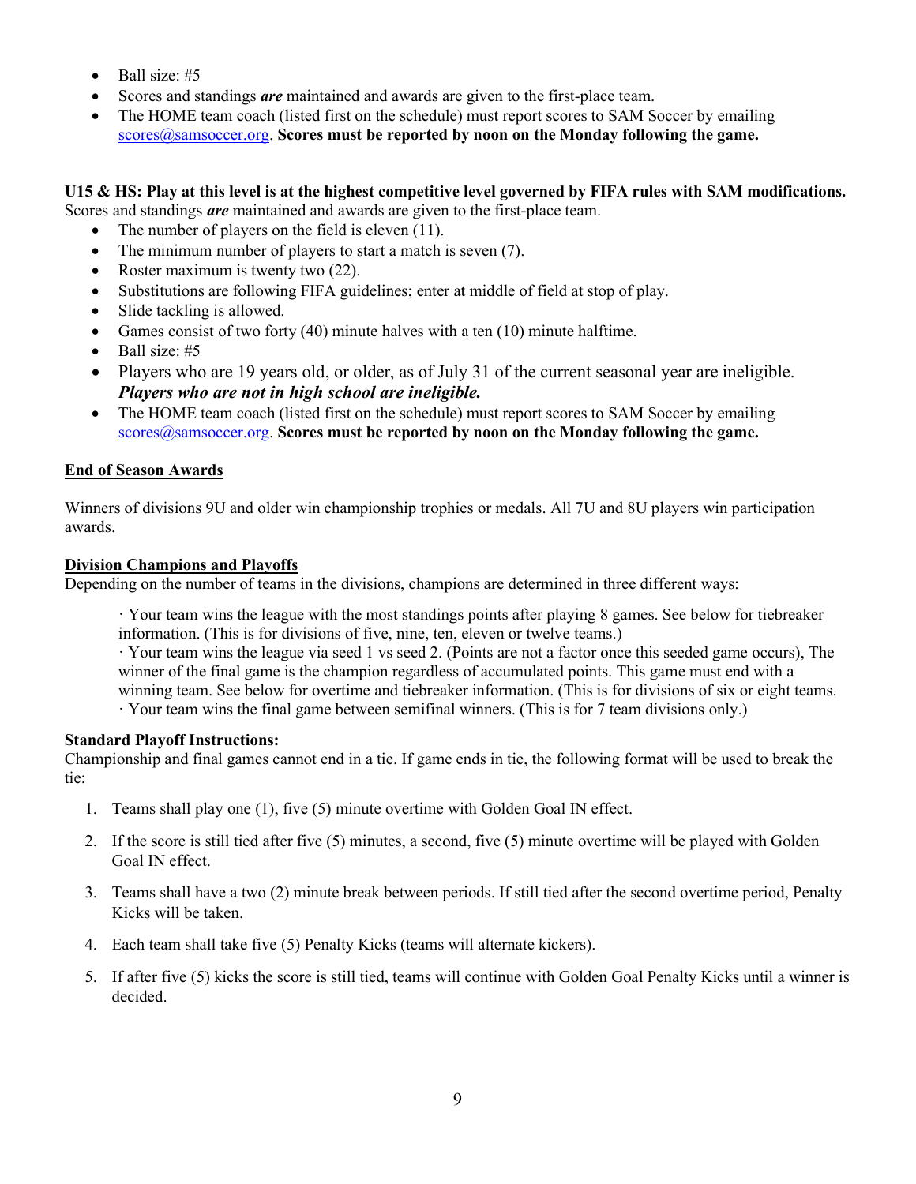- Ball size: #5
- Scores and standings ***are*** maintained and awards are given to the first-place team.
- The HOME team coach (listed first on the schedule) must report scores to SAM Soccer by emailing scores@samsoccer.org. **Scores must be reported by noon on the Monday following the game.**

**U15 & HS: Play at this level is at the highest competitive level governed by FIFA rules with SAM modifications.** Scores and standings ***are*** maintained and awards are given to the first-place team.

- The number of players on the field is eleven (11).
- The minimum number of players to start a match is seven (7).
- Roster maximum is twenty two (22).
- Substitutions are following FIFA guidelines; enter at middle of field at stop of play.
- Slide tackling is allowed.
- Games consist of two forty (40) minute halves with a ten (10) minute halftime.
- Ball size: #5
- Players who are 19 years old, or older, as of July 31 of the current seasonal year are ineligible. ***Players who are not in high school are ineligible.***
- The HOME team coach (listed first on the schedule) must report scores to SAM Soccer by emailing scores@samsoccer.org. **Scores must be reported by noon on the Monday following the game.**

## End of Season Awards

Winners of divisions 9U and older win championship trophies or medals. All 7U and 8U players win participation awards.

## Division Champions and Playoffs

Depending on the number of teams in the divisions, champions are determined in three different ways:

· Your team wins the league with the most standings points after playing 8 games. See below for tiebreaker information. (This is for divisions of five, nine, ten, eleven or twelve teams.)
· Your team wins the league via seed 1 vs seed 2. (Points are not a factor once this seeded game occurs), The winner of the final game is the champion regardless of accumulated points. This game must end with a winning team. See below for overtime and tiebreaker information. (This is for divisions of six or eight teams.
· Your team wins the final game between semifinal winners. (This is for 7 team divisions only.)

**Standard Playoff Instructions:**

Championship and final games cannot end in a tie. If game ends in tie, the following format will be used to break the tie:

1. Teams shall play one (1), five (5) minute overtime with Golden Goal IN effect.
2. If the score is still tied after five (5) minutes, a second, five (5) minute overtime will be played with Golden Goal IN effect.
3. Teams shall have a two (2) minute break between periods. If still tied after the second overtime period, Penalty Kicks will be taken.
4. Each team shall take five (5) Penalty Kicks (teams will alternate kickers).
5. If after five (5) kicks the score is still tied, teams will continue with Golden Goal Penalty Kicks until a winner is decided.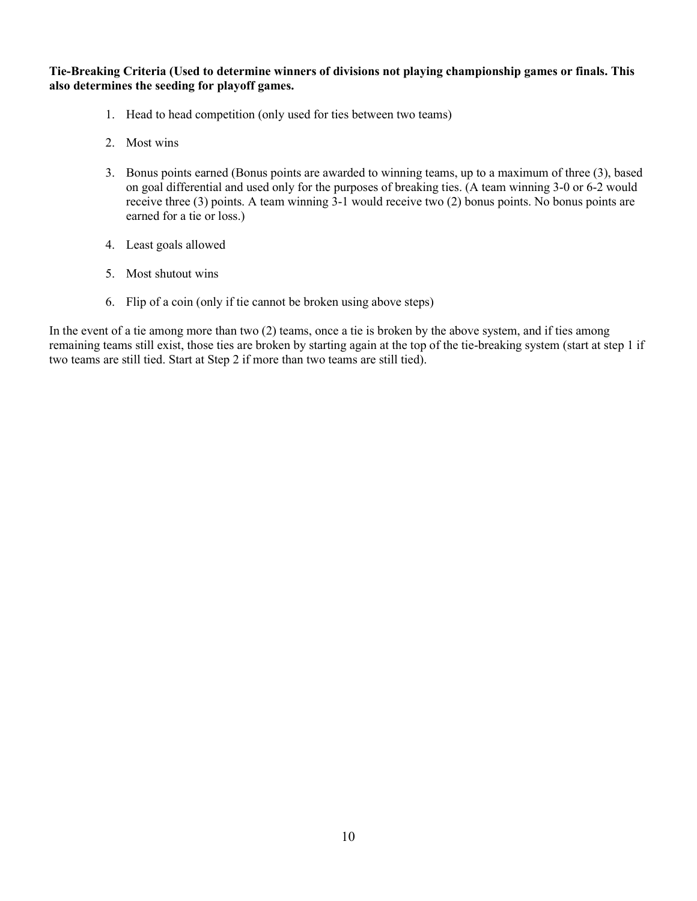**Tie-Breaking Criteria (Used to determine winners of divisions not playing championship games or finals. This also determines the seeding for playoff games.**

1. Head to head competition (only used for ties between two teams)
2. Most wins
3. Bonus points earned (Bonus points are awarded to winning teams, up to a maximum of three (3), based on goal differential and used only for the purposes of breaking ties. (A team winning 3-0 or 6-2 would receive three (3) points. A team winning 3-1 would receive two (2) bonus points. No bonus points are earned for a tie or loss.)
4. Least goals allowed
5. Most shutout wins
6. Flip of a coin (only if tie cannot be broken using above steps)

In the event of a tie among more than two (2) teams, once a tie is broken by the above system, and if ties among remaining teams still exist, those ties are broken by starting again at the top of the tie-breaking system (start at step 1 if two teams are still tied. Start at Step 2 if more than two teams are still tied).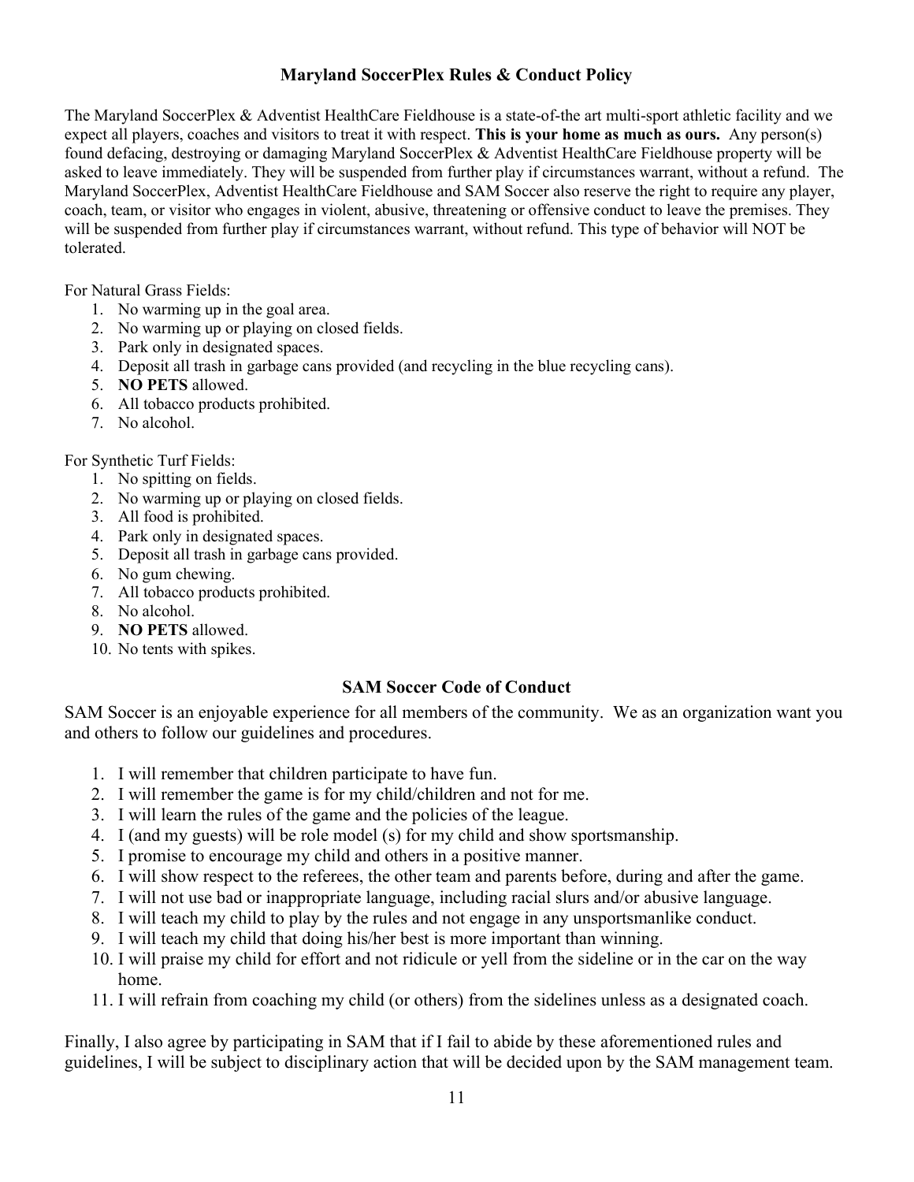## Maryland SoccerPlex Rules & Conduct Policy

The Maryland SoccerPlex & Adventist HealthCare Fieldhouse is a state-of-the art multi-sport athletic facility and we expect all players, coaches and visitors to treat it with respect. **This is your home as much as ours.** Any person(s) found defacing, destroying or damaging Maryland SoccerPlex & Adventist HealthCare Fieldhouse property will be asked to leave immediately. They will be suspended from further play if circumstances warrant, without a refund. The Maryland SoccerPlex, Adventist HealthCare Fieldhouse and SAM Soccer also reserve the right to require any player, coach, team, or visitor who engages in violent, abusive, threatening or offensive conduct to leave the premises. They will be suspended from further play if circumstances warrant, without refund. This type of behavior will NOT be tolerated.

For Natural Grass Fields:

1. No warming up in the goal area.
2. No warming up or playing on closed fields.
3. Park only in designated spaces.
4. Deposit all trash in garbage cans provided (and recycling in the blue recycling cans).
5. **NO PETS** allowed.
6. All tobacco products prohibited.
7. No alcohol.

For Synthetic Turf Fields:

1. No spitting on fields.
2. No warming up or playing on closed fields.
3. All food is prohibited.
4. Park only in designated spaces.
5. Deposit all trash in garbage cans provided.
6. No gum chewing.
7. All tobacco products prohibited.
8. No alcohol.
9. **NO PETS** allowed.
10. No tents with spikes.

## SAM Soccer Code of Conduct

SAM Soccer is an enjoyable experience for all members of the community. We as an organization want you and others to follow our guidelines and procedures.

1. I will remember that children participate to have fun.
2. I will remember the game is for my child/children and not for me.
3. I will learn the rules of the game and the policies of the league.
4. I (and my guests) will be role model (s) for my child and show sportsmanship.
5. I promise to encourage my child and others in a positive manner.
6. I will show respect to the referees, the other team and parents before, during and after the game.
7. I will not use bad or inappropriate language, including racial slurs and/or abusive language.
8. I will teach my child to play by the rules and not engage in any unsportsmanlike conduct.
9. I will teach my child that doing his/her best is more important than winning.
10. I will praise my child for effort and not ridicule or yell from the sideline or in the car on the way home.
11. I will refrain from coaching my child (or others) from the sidelines unless as a designated coach.

Finally, I also agree by participating in SAM that if I fail to abide by these aforementioned rules and guidelines, I will be subject to disciplinary action that will be decided upon by the SAM management team.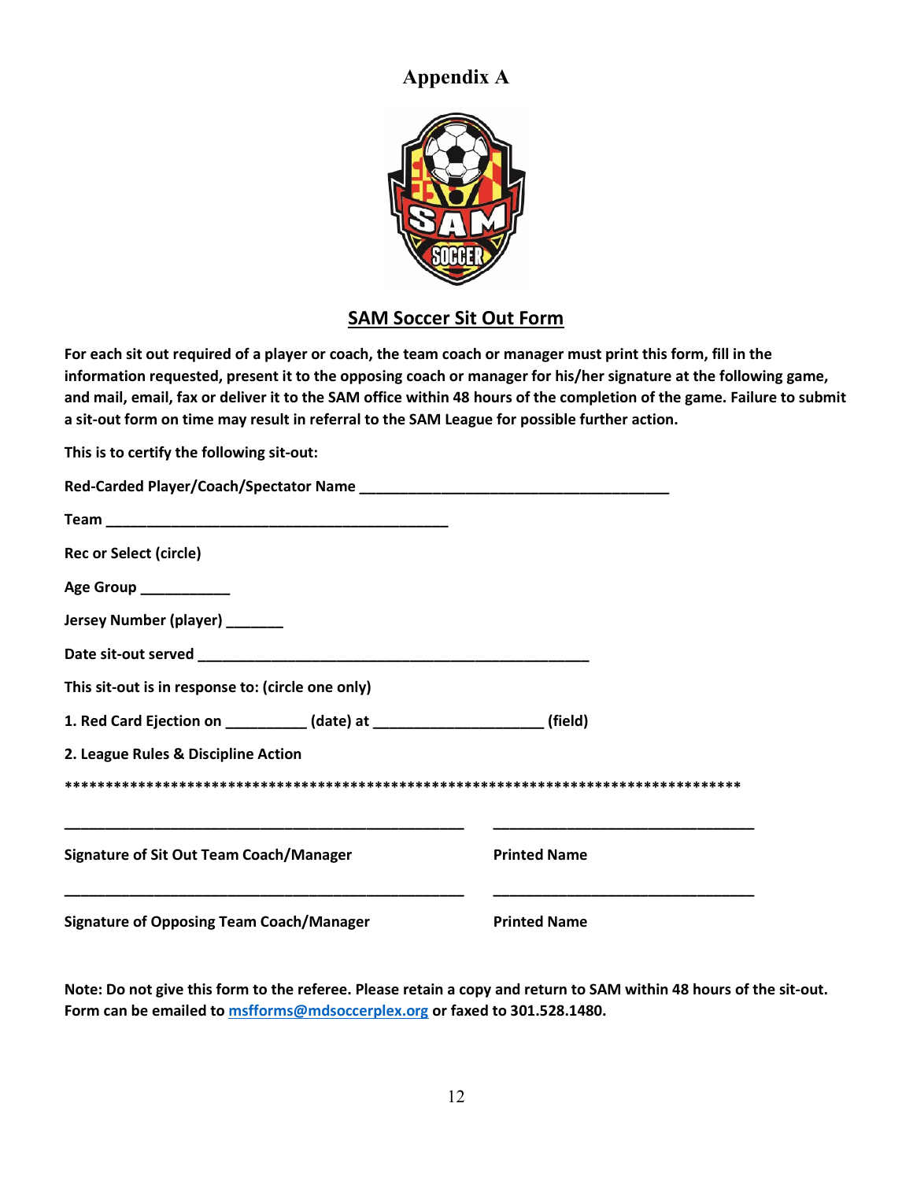# Appendix A

## SAM Soccer Sit Out Form

**For each sit out required of a player or coach, the team coach or manager must print this form, fill in the information requested, present it to the opposing coach or manager for his/her signature at the following game, and mail, email, fax or deliver it to the SAM office within 48 hours of the completion of the game. Failure to submit a sit-out form on time may result in referral to the SAM League for possible further action.**

**This is to certify the following sit-out:**

**Red-Carded Player/Coach/Spectator Name** ______________________________________

**Team** __________________________________________

**Rec or Select (circle)**

**Age Group** ___________

**Jersey Number (player)** _______

**Date sit-out served** ________________________________________________

**This sit-out is in response to: (circle one only)**

**1. Red Card Ejection on** __________ **(date) at** ____________________ **(field)**

**2. League Rules & Discipline Action**

*************************************************************************************

_________________________________________________ ________________________________

**Signature of Sit Out Team Coach/Manager** **Printed Name**

_________________________________________________ ________________________________

**Signature of Opposing Team Coach/Manager** **Printed Name**

**Note: Do not give this form to the referee. Please retain a copy and return to SAM within 48 hours of the sit-out. Form can be emailed to [msfforms@mdsoccerplex.org](mailto:msfforms@mdsoccerplex.org) or faxed to 301.528.1480.**